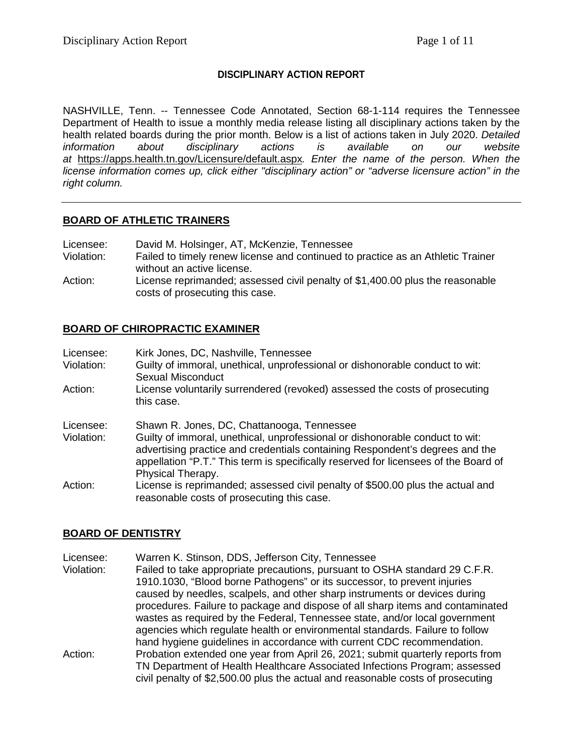# DISCIPLINARY ACTION REPORT

NASHVILLE, Tenn. -- Tennessee Code Annotated, Section 68-1-114 requires the Tennessee Department of Health to issue a monthly media release listing all disciplinary actions taken by the health related boards during the prior month. Below is a list of actions taken in July 2020. *Detailed information about disciplinary actions is available on our website at* https://apps.health.tn.gov/Licensure/default.aspx*. Enter the name of the person. When the license information comes up, click either "disciplinary action" or "adverse licensure action" in the right column.*

---

## BOARD OF ATHLETIC TRAINERS

Licensee: David M. Holsinger, AT, McKenzie, Tennessee
Violation: Failed to timely renew license and continued to practice as an Athletic Trainer without an active license.
Action: License reprimanded; assessed civil penalty of $1,400.00 plus the reasonable costs of prosecuting this case.

## BOARD OF CHIROPRACTIC EXAMINER

Licensee: Kirk Jones, DC, Nashville, Tennessee
Violation: Guilty of immoral, unethical, unprofessional or dishonorable conduct to wit: Sexual Misconduct
Action: License voluntarily surrendered (revoked) assessed the costs of prosecuting this case.

Licensee: Shawn R. Jones, DC, Chattanooga, Tennessee
Violation: Guilty of immoral, unethical, unprofessional or dishonorable conduct to wit: advertising practice and credentials containing Respondent's degrees and the appellation "P.T." This term is specifically reserved for licensees of the Board of Physical Therapy.
Action: License is reprimanded; assessed civil penalty of $500.00 plus the actual and reasonable costs of prosecuting this case.

## BOARD OF DENTISTRY

Licensee: Warren K. Stinson, DDS, Jefferson City, Tennessee
Violation: Failed to take appropriate precautions, pursuant to OSHA standard 29 C.F.R. 1910.1030, "Blood borne Pathogens" or its successor, to prevent injuries caused by needles, scalpels, and other sharp instruments or devices during procedures. Failure to package and dispose of all sharp items and contaminated wastes as required by the Federal, Tennessee state, and/or local government agencies which regulate health or environmental standards. Failure to follow hand hygiene guidelines in accordance with current CDC recommendation.
Action: Probation extended one year from April 26, 2021; submit quarterly reports from TN Department of Health Healthcare Associated Infections Program; assessed civil penalty of $2,500.00 plus the actual and reasonable costs of prosecuting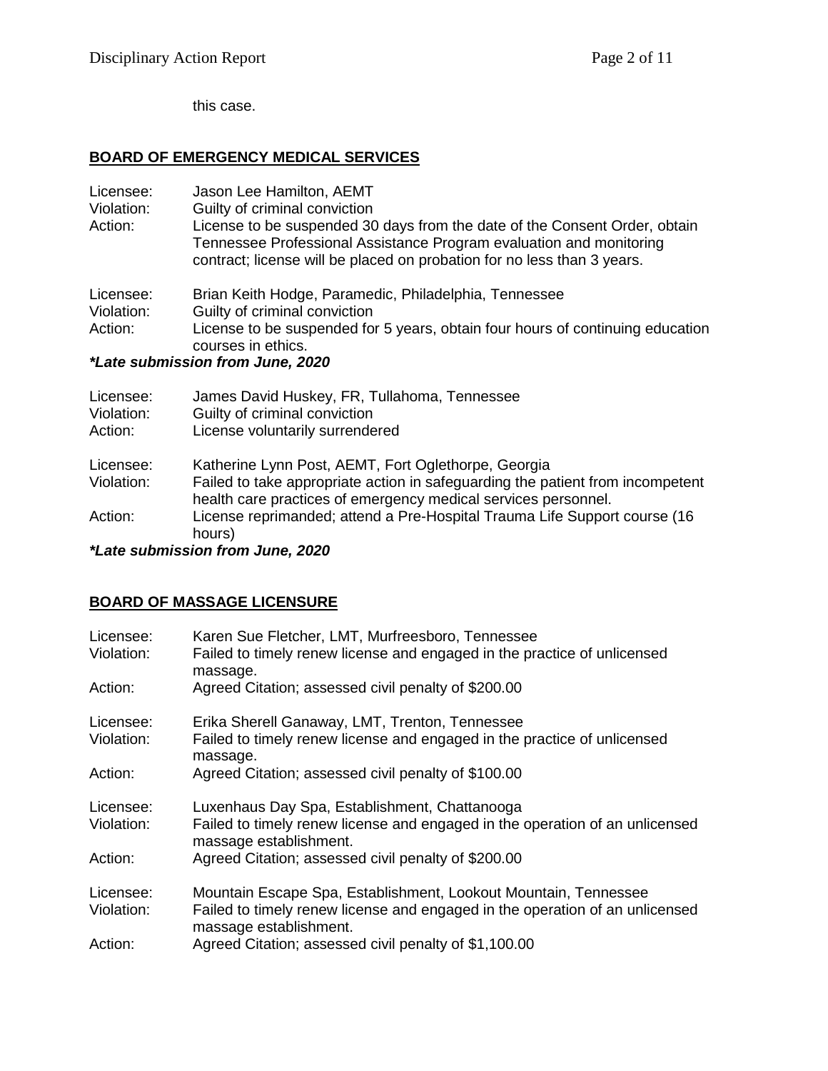this case.

## BOARD OF EMERGENCY MEDICAL SERVICES

Licensee: Jason Lee Hamilton, AEMT
Violation: Guilty of criminal conviction
Action: License to be suspended 30 days from the date of the Consent Order, obtain Tennessee Professional Assistance Program evaluation and monitoring contract; license will be placed on probation for no less than 3 years.

Licensee: Brian Keith Hodge, Paramedic, Philadelphia, Tennessee
Violation: Guilty of criminal conviction
Action: License to be suspended for 5 years, obtain four hours of continuing education courses in ethics.

***Late submission from June, 2020***

Licensee: James David Huskey, FR, Tullahoma, Tennessee
Violation: Guilty of criminal conviction
Action: License voluntarily surrendered

Licensee: Katherine Lynn Post, AEMT, Fort Oglethorpe, Georgia
Violation: Failed to take appropriate action in safeguarding the patient from incompetent health care practices of emergency medical services personnel.
Action: License reprimanded; attend a Pre-Hospital Trauma Life Support course (16 hours)

***Late submission from June, 2020***

## BOARD OF MASSAGE LICENSURE

Licensee: Karen Sue Fletcher, LMT, Murfreesboro, Tennessee
Violation: Failed to timely renew license and engaged in the practice of unlicensed massage.
Action: Agreed Citation; assessed civil penalty of $200.00

Licensee: Erika Sherell Ganaway, LMT, Trenton, Tennessee
Violation: Failed to timely renew license and engaged in the practice of unlicensed massage.
Action: Agreed Citation; assessed civil penalty of $100.00

Licensee: Luxenhaus Day Spa, Establishment, Chattanooga
Violation: Failed to timely renew license and engaged in the operation of an unlicensed massage establishment.
Action: Agreed Citation; assessed civil penalty of $200.00

Licensee: Mountain Escape Spa, Establishment, Lookout Mountain, Tennessee
Violation: Failed to timely renew license and engaged in the operation of an unlicensed massage establishment.
Action: Agreed Citation; assessed civil penalty of $1,100.00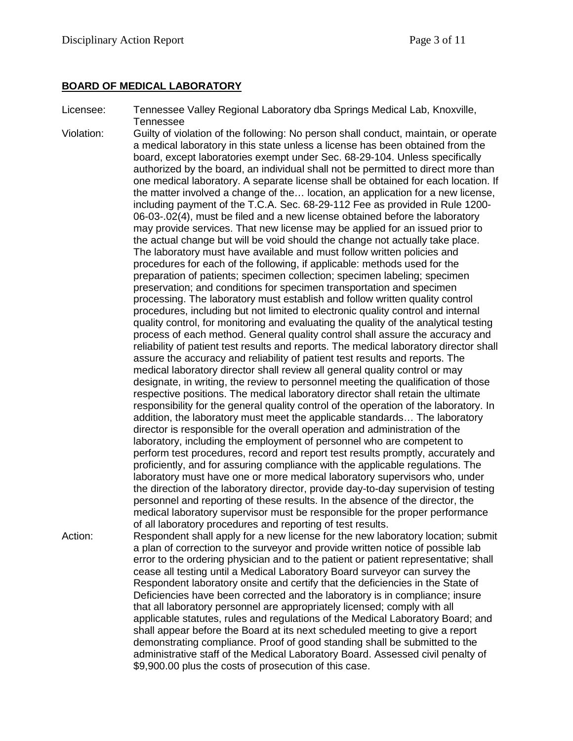## BOARD OF MEDICAL LABORATORY

Licensee: Tennessee Valley Regional Laboratory dba Springs Medical Lab, Knoxville, Tennessee

Violation: Guilty of violation of the following: No person shall conduct, maintain, or operate a medical laboratory in this state unless a license has been obtained from the board, except laboratories exempt under Sec. 68-29-104. Unless specifically authorized by the board, an individual shall not be permitted to direct more than one medical laboratory. A separate license shall be obtained for each location. If the matter involved a change of the… location, an application for a new license, including payment of the T.C.A. Sec. 68-29-112 Fee as provided in Rule 1200-06-03-.02(4), must be filed and a new license obtained before the laboratory may provide services. That new license may be applied for an issued prior to the actual change but will be void should the change not actually take place. The laboratory must have available and must follow written policies and procedures for each of the following, if applicable: methods used for the preparation of patients; specimen collection; specimen labeling; specimen preservation; and conditions for specimen transportation and specimen processing. The laboratory must establish and follow written quality control procedures, including but not limited to electronic quality control and internal quality control, for monitoring and evaluating the quality of the analytical testing process of each method. General quality control shall assure the accuracy and reliability of patient test results and reports. The medical laboratory director shall assure the accuracy and reliability of patient test results and reports. The medical laboratory director shall review all general quality control or may designate, in writing, the review to personnel meeting the qualification of those respective positions. The medical laboratory director shall retain the ultimate responsibility for the general quality control of the operation of the laboratory. In addition, the laboratory must meet the applicable standards… The laboratory director is responsible for the overall operation and administration of the laboratory, including the employment of personnel who are competent to perform test procedures, record and report test results promptly, accurately and proficiently, and for assuring compliance with the applicable regulations. The laboratory must have one or more medical laboratory supervisors who, under the direction of the laboratory director, provide day-to-day supervision of testing personnel and reporting of these results. In the absence of the director, the medical laboratory supervisor must be responsible for the proper performance of all laboratory procedures and reporting of test results.

Action: Respondent shall apply for a new license for the new laboratory location; submit a plan of correction to the surveyor and provide written notice of possible lab error to the ordering physician and to the patient or patient representative; shall cease all testing until a Medical Laboratory Board surveyor can survey the Respondent laboratory onsite and certify that the deficiencies in the State of Deficiencies have been corrected and the laboratory is in compliance; insure that all laboratory personnel are appropriately licensed; comply with all applicable statutes, rules and regulations of the Medical Laboratory Board; and shall appear before the Board at its next scheduled meeting to give a report demonstrating compliance. Proof of good standing shall be submitted to the administrative staff of the Medical Laboratory Board. Assessed civil penalty of $9,900.00 plus the costs of prosecution of this case.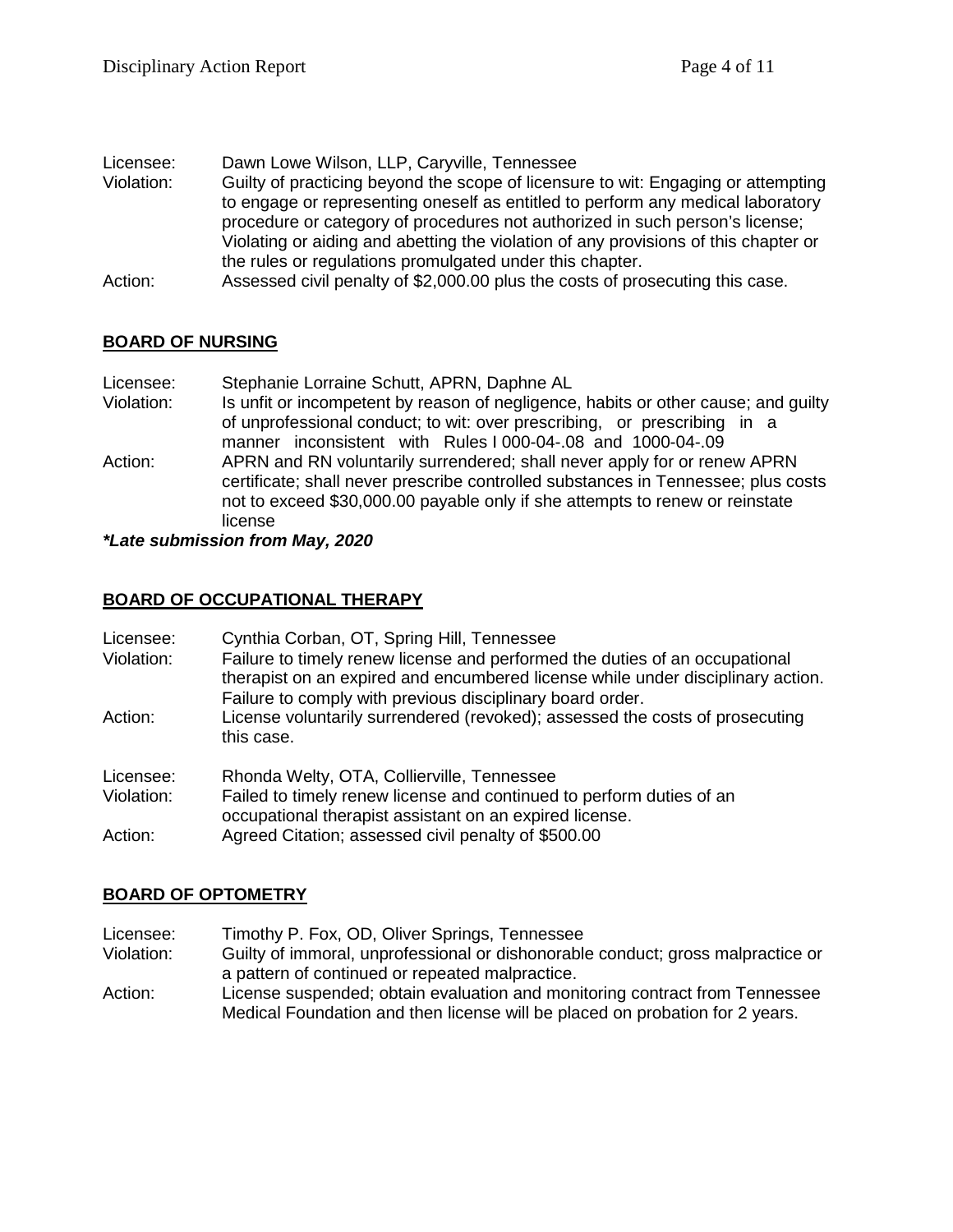Licensee: Dawn Lowe Wilson, LLP, Caryville, Tennessee
Violation: Guilty of practicing beyond the scope of licensure to wit: Engaging or attempting to engage or representing oneself as entitled to perform any medical laboratory procedure or category of procedures not authorized in such person's license; Violating or aiding and abetting the violation of any provisions of this chapter or the rules or regulations promulgated under this chapter.
Action: Assessed civil penalty of $2,000.00 plus the costs of prosecuting this case.

## BOARD OF NURSING

Licensee: Stephanie Lorraine Schutt, APRN, Daphne AL
Violation: Is unfit or incompetent by reason of negligence, habits or other cause; and guilty of unprofessional conduct; to wit: over prescribing, or prescribing in a manner inconsistent with Rules I 000-04-.08 and 1000-04-.09
Action: APRN and RN voluntarily surrendered; shall never apply for or renew APRN certificate; shall never prescribe controlled substances in Tennessee; plus costs not to exceed $30,000.00 payable only if she attempts to renew or reinstate license

***Late submission from May, 2020***

## BOARD OF OCCUPATIONAL THERAPY

Licensee: Cynthia Corban, OT, Spring Hill, Tennessee
Violation: Failure to timely renew license and performed the duties of an occupational therapist on an expired and encumbered license while under disciplinary action. Failure to comply with previous disciplinary board order.
Action: License voluntarily surrendered (revoked); assessed the costs of prosecuting this case.

Licensee: Rhonda Welty, OTA, Collierville, Tennessee
Violation: Failed to timely renew license and continued to perform duties of an occupational therapist assistant on an expired license.
Action: Agreed Citation; assessed civil penalty of $500.00

## BOARD OF OPTOMETRY

Licensee: Timothy P. Fox, OD, Oliver Springs, Tennessee
Violation: Guilty of immoral, unprofessional or dishonorable conduct; gross malpractice or a pattern of continued or repeated malpractice.
Action: License suspended; obtain evaluation and monitoring contract from Tennessee Medical Foundation and then license will be placed on probation for 2 years.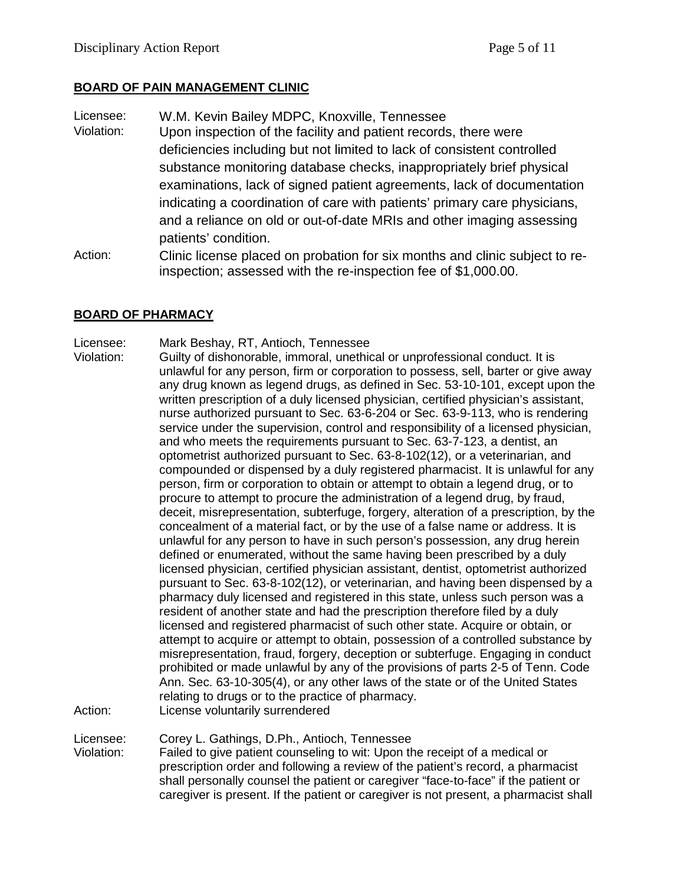**BOARD OF PAIN MANAGEMENT CLINIC**

Licensee: W.M. Kevin Bailey MDPC, Knoxville, Tennessee

Violation: Upon inspection of the facility and patient records, there were deficiencies including but not limited to lack of consistent controlled substance monitoring database checks, inappropriately brief physical examinations, lack of signed patient agreements, lack of documentation indicating a coordination of care with patients' primary care physicians, and a reliance on old or out-of-date MRIs and other imaging assessing patients' condition.

Action: Clinic license placed on probation for six months and clinic subject to re-inspection; assessed with the re-inspection fee of $1,000.00.

**BOARD OF PHARMACY**

Licensee: Mark Beshay, RT, Antioch, Tennessee

Violation: Guilty of dishonorable, immoral, unethical or unprofessional conduct. It is unlawful for any person, firm or corporation to possess, sell, barter or give away any drug known as legend drugs, as defined in Sec. 53-10-101, except upon the written prescription of a duly licensed physician, certified physician's assistant, nurse authorized pursuant to Sec. 63-6-204 or Sec. 63-9-113, who is rendering service under the supervision, control and responsibility of a licensed physician, and who meets the requirements pursuant to Sec. 63-7-123, a dentist, an optometrist authorized pursuant to Sec. 63-8-102(12), or a veterinarian, and compounded or dispensed by a duly registered pharmacist. It is unlawful for any person, firm or corporation to obtain or attempt to obtain a legend drug, or to procure to attempt to procure the administration of a legend drug, by fraud, deceit, misrepresentation, subterfuge, forgery, alteration of a prescription, by the concealment of a material fact, or by the use of a false name or address. It is unlawful for any person to have in such person's possession, any drug herein defined or enumerated, without the same having been prescribed by a duly licensed physician, certified physician assistant, dentist, optometrist authorized pursuant to Sec. 63-8-102(12), or veterinarian, and having been dispensed by a pharmacy duly licensed and registered in this state, unless such person was a resident of another state and had the prescription therefore filed by a duly licensed and registered pharmacist of such other state. Acquire or obtain, or attempt to acquire or attempt to obtain, possession of a controlled substance by misrepresentation, fraud, forgery, deception or subterfuge. Engaging in conduct prohibited or made unlawful by any of the provisions of parts 2-5 of Tenn. Code Ann. Sec. 63-10-305(4), or any other laws of the state or of the United States relating to drugs or to the practice of pharmacy.

Action: License voluntarily surrendered

Licensee: Corey L. Gathings, D.Ph., Antioch, Tennessee

Violation: Failed to give patient counseling to wit: Upon the receipt of a medical or prescription order and following a review of the patient's record, a pharmacist shall personally counsel the patient or caregiver "face-to-face" if the patient or caregiver is present. If the patient or caregiver is not present, a pharmacist shall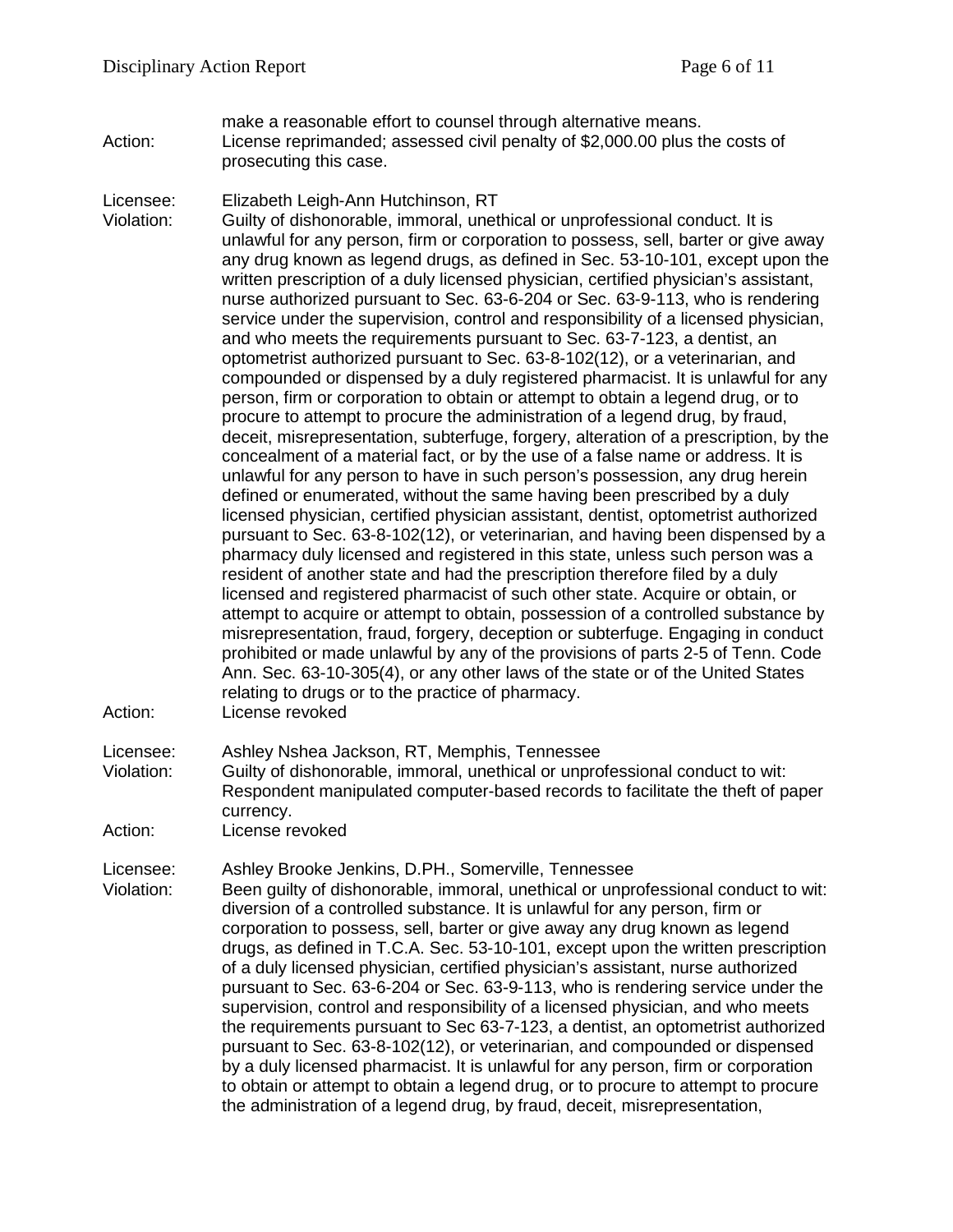make a reasonable effort to counsel through alternative means.

Action: License reprimanded; assessed civil penalty of $2,000.00 plus the costs of prosecuting this case.

Licensee: Elizabeth Leigh-Ann Hutchinson, RT

Violation: Guilty of dishonorable, immoral, unethical or unprofessional conduct. It is unlawful for any person, firm or corporation to possess, sell, barter or give away any drug known as legend drugs, as defined in Sec. 53-10-101, except upon the written prescription of a duly licensed physician, certified physician's assistant, nurse authorized pursuant to Sec. 63-6-204 or Sec. 63-9-113, who is rendering service under the supervision, control and responsibility of a licensed physician, and who meets the requirements pursuant to Sec. 63-7-123, a dentist, an optometrist authorized pursuant to Sec. 63-8-102(12), or a veterinarian, and compounded or dispensed by a duly registered pharmacist. It is unlawful for any person, firm or corporation to obtain or attempt to obtain a legend drug, or to procure to attempt to procure the administration of a legend drug, by fraud, deceit, misrepresentation, subterfuge, forgery, alteration of a prescription, by the concealment of a material fact, or by the use of a false name or address. It is unlawful for any person to have in such person's possession, any drug herein defined or enumerated, without the same having been prescribed by a duly licensed physician, certified physician assistant, dentist, optometrist authorized pursuant to Sec. 63-8-102(12), or veterinarian, and having been dispensed by a pharmacy duly licensed and registered in this state, unless such person was a resident of another state and had the prescription therefore filed by a duly licensed and registered pharmacist of such other state. Acquire or obtain, or attempt to acquire or attempt to obtain, possession of a controlled substance by misrepresentation, fraud, forgery, deception or subterfuge. Engaging in conduct prohibited or made unlawful by any of the provisions of parts 2-5 of Tenn. Code Ann. Sec. 63-10-305(4), or any other laws of the state or of the United States relating to drugs or to the practice of pharmacy.

Action: License revoked

Licensee: Ashley Nshea Jackson, RT, Memphis, Tennessee

Violation: Guilty of dishonorable, immoral, unethical or unprofessional conduct to wit: Respondent manipulated computer-based records to facilitate the theft of paper currency.

Action: License revoked

Licensee: Ashley Brooke Jenkins, D.PH., Somerville, Tennessee

Violation: Been guilty of dishonorable, immoral, unethical or unprofessional conduct to wit: diversion of a controlled substance. It is unlawful for any person, firm or corporation to possess, sell, barter or give away any drug known as legend drugs, as defined in T.C.A. Sec. 53-10-101, except upon the written prescription of a duly licensed physician, certified physician's assistant, nurse authorized pursuant to Sec. 63-6-204 or Sec. 63-9-113, who is rendering service under the supervision, control and responsibility of a licensed physician, and who meets the requirements pursuant to Sec 63-7-123, a dentist, an optometrist authorized pursuant to Sec. 63-8-102(12), or veterinarian, and compounded or dispensed by a duly licensed pharmacist. It is unlawful for any person, firm or corporation to obtain or attempt to obtain a legend drug, or to procure to attempt to procure the administration of a legend drug, by fraud, deceit, misrepresentation,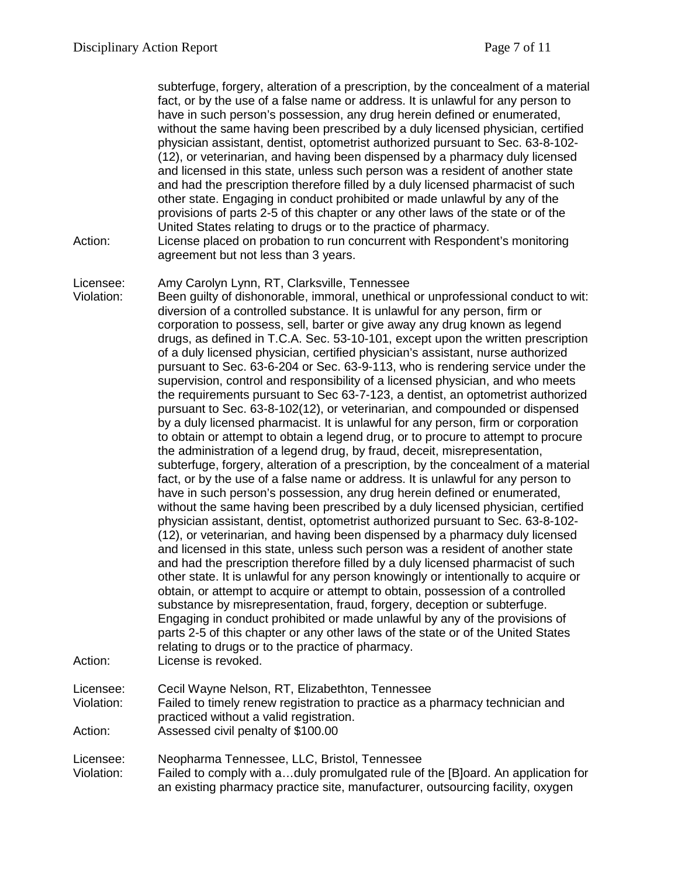subterfuge, forgery, alteration of a prescription, by the concealment of a material fact, or by the use of a false name or address. It is unlawful for any person to have in such person's possession, any drug herein defined or enumerated, without the same having been prescribed by a duly licensed physician, certified physician assistant, dentist, optometrist authorized pursuant to Sec. 63-8-102-(12), or veterinarian, and having been dispensed by a pharmacy duly licensed and licensed in this state, unless such person was a resident of another state and had the prescription therefore filled by a duly licensed pharmacist of such other state. Engaging in conduct prohibited or made unlawful by any of the provisions of parts 2-5 of this chapter or any other laws of the state or of the United States relating to drugs or to the practice of pharmacy.

Action: License placed on probation to run concurrent with Respondent's monitoring agreement but not less than 3 years.

Licensee: Amy Carolyn Lynn, RT, Clarksville, Tennessee

Violation: Been guilty of dishonorable, immoral, unethical or unprofessional conduct to wit: diversion of a controlled substance. It is unlawful for any person, firm or corporation to possess, sell, barter or give away any drug known as legend drugs, as defined in T.C.A. Sec. 53-10-101, except upon the written prescription of a duly licensed physician, certified physician's assistant, nurse authorized pursuant to Sec. 63-6-204 or Sec. 63-9-113, who is rendering service under the supervision, control and responsibility of a licensed physician, and who meets the requirements pursuant to Sec 63-7-123, a dentist, an optometrist authorized pursuant to Sec. 63-8-102(12), or veterinarian, and compounded or dispensed by a duly licensed pharmacist. It is unlawful for any person, firm or corporation to obtain or attempt to obtain a legend drug, or to procure to attempt to procure the administration of a legend drug, by fraud, deceit, misrepresentation, subterfuge, forgery, alteration of a prescription, by the concealment of a material fact, or by the use of a false name or address. It is unlawful for any person to have in such person's possession, any drug herein defined or enumerated, without the same having been prescribed by a duly licensed physician, certified physician assistant, dentist, optometrist authorized pursuant to Sec. 63-8-102-(12), or veterinarian, and having been dispensed by a pharmacy duly licensed and licensed in this state, unless such person was a resident of another state and had the prescription therefore filled by a duly licensed pharmacist of such other state. It is unlawful for any person knowingly or intentionally to acquire or obtain, or attempt to acquire or attempt to obtain, possession of a controlled substance by misrepresentation, fraud, forgery, deception or subterfuge. Engaging in conduct prohibited or made unlawful by any of the provisions of parts 2-5 of this chapter or any other laws of the state or of the United States relating to drugs or to the practice of pharmacy.

Action: License is revoked.

Licensee: Cecil Wayne Nelson, RT, Elizabethton, Tennessee

Violation: Failed to timely renew registration to practice as a pharmacy technician and practiced without a valid registration.

Action: Assessed civil penalty of $100.00

Licensee: Neopharma Tennessee, LLC, Bristol, Tennessee

Violation: Failed to comply with a…duly promulgated rule of the [B]oard. An application for an existing pharmacy practice site, manufacturer, outsourcing facility, oxygen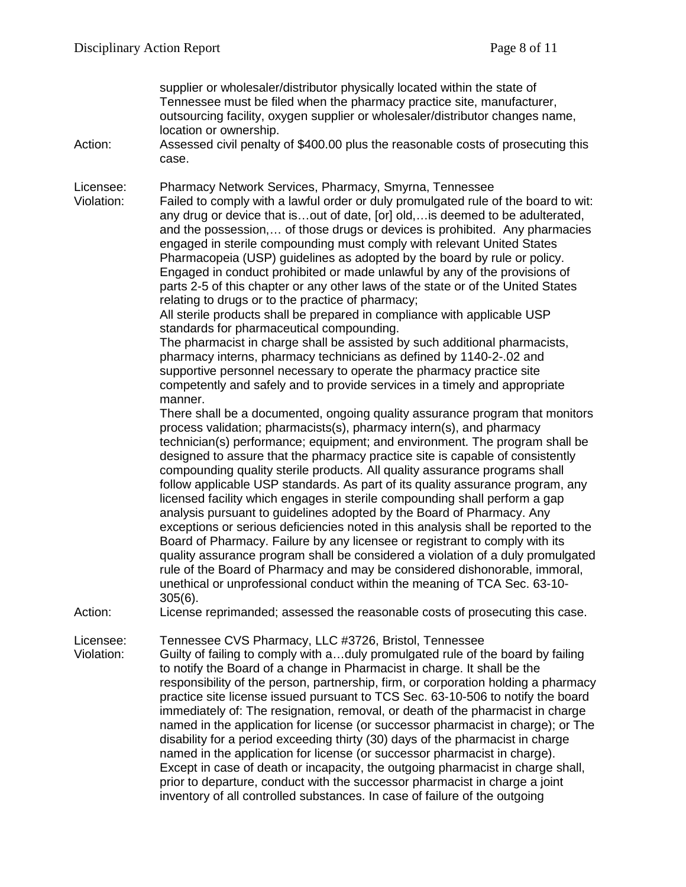supplier or wholesaler/distributor physically located within the state of Tennessee must be filed when the pharmacy practice site, manufacturer, outsourcing facility, oxygen supplier or wholesaler/distributor changes name, location or ownership.

Action: Assessed civil penalty of $400.00 plus the reasonable costs of prosecuting this case.

Licensee: Pharmacy Network Services, Pharmacy, Smyrna, Tennessee

Violation: Failed to comply with a lawful order or duly promulgated rule of the board to wit: any drug or device that is…out of date, [or] old,…is deemed to be adulterated, and the possession,… of those drugs or devices is prohibited. Any pharmacies engaged in sterile compounding must comply with relevant United States Pharmacopeia (USP) guidelines as adopted by the board by rule or policy. Engaged in conduct prohibited or made unlawful by any of the provisions of parts 2-5 of this chapter or any other laws of the state or of the United States relating to drugs or to the practice of pharmacy;
All sterile products shall be prepared in compliance with applicable USP standards for pharmaceutical compounding.
The pharmacist in charge shall be assisted by such additional pharmacists, pharmacy interns, pharmacy technicians as defined by 1140-2-.02 and supportive personnel necessary to operate the pharmacy practice site competently and safely and to provide services in a timely and appropriate manner.
There shall be a documented, ongoing quality assurance program that monitors process validation; pharmacists(s), pharmacy intern(s), and pharmacy technician(s) performance; equipment; and environment. The program shall be designed to assure that the pharmacy practice site is capable of consistently compounding quality sterile products. All quality assurance programs shall follow applicable USP standards. As part of its quality assurance program, any licensed facility which engages in sterile compounding shall perform a gap analysis pursuant to guidelines adopted by the Board of Pharmacy. Any exceptions or serious deficiencies noted in this analysis shall be reported to the Board of Pharmacy. Failure by any licensee or registrant to comply with its quality assurance program shall be considered a violation of a duly promulgated rule of the Board of Pharmacy and may be considered dishonorable, immoral, unethical or unprofessional conduct within the meaning of TCA Sec. 63-10-305(6).

Action: License reprimanded; assessed the reasonable costs of prosecuting this case.

Licensee: Tennessee CVS Pharmacy, LLC #3726, Bristol, Tennessee

Violation: Guilty of failing to comply with a…duly promulgated rule of the board by failing to notify the Board of a change in Pharmacist in charge. It shall be the responsibility of the person, partnership, firm, or corporation holding a pharmacy practice site license issued pursuant to TCS Sec. 63-10-506 to notify the board immediately of: The resignation, removal, or death of the pharmacist in charge named in the application for license (or successor pharmacist in charge); or The disability for a period exceeding thirty (30) days of the pharmacist in charge named in the application for license (or successor pharmacist in charge). Except in case of death or incapacity, the outgoing pharmacist in charge shall, prior to departure, conduct with the successor pharmacist in charge a joint inventory of all controlled substances. In case of failure of the outgoing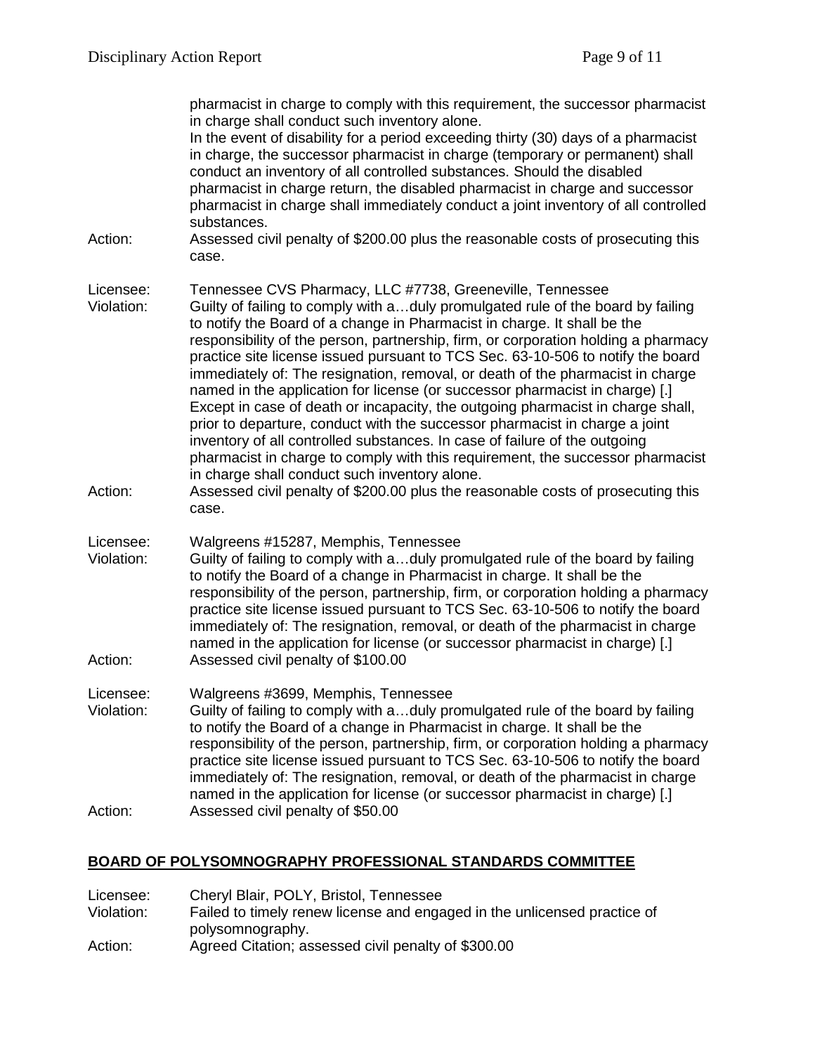| | |
|---|---|
| | pharmacist in charge to comply with this requirement, the successor pharmacist in charge shall conduct such inventory alone. In the event of disability for a period exceeding thirty (30) days of a pharmacist in charge, the successor pharmacist in charge (temporary or permanent) shall conduct an inventory of all controlled substances. Should the disabled pharmacist in charge return, the disabled pharmacist in charge and successor pharmacist in charge shall immediately conduct a joint inventory of all controlled substances. |
| Action: | Assessed civil penalty of $200.00 plus the reasonable costs of prosecuting this case. |

| | |
|---|---|
| Licensee: | Tennessee CVS Pharmacy, LLC #7738, Greeneville, Tennessee |
| Violation: | Guilty of failing to comply with a…duly promulgated rule of the board by failing to notify the Board of a change in Pharmacist in charge. It shall be the responsibility of the person, partnership, firm, or corporation holding a pharmacy practice site license issued pursuant to TCS Sec. 63-10-506 to notify the board immediately of: The resignation, removal, or death of the pharmacist in charge named in the application for license (or successor pharmacist in charge) [.] Except in case of death or incapacity, the outgoing pharmacist in charge shall, prior to departure, conduct with the successor pharmacist in charge a joint inventory of all controlled substances. In case of failure of the outgoing pharmacist in charge to comply with this requirement, the successor pharmacist in charge shall conduct such inventory alone. |
| Action: | Assessed civil penalty of $200.00 plus the reasonable costs of prosecuting this case. |

| | |
|---|---|
| Licensee: | Walgreens #15287, Memphis, Tennessee |
| Violation: | Guilty of failing to comply with a…duly promulgated rule of the board by failing to notify the Board of a change in Pharmacist in charge. It shall be the responsibility of the person, partnership, firm, or corporation holding a pharmacy practice site license issued pursuant to TCS Sec. 63-10-506 to notify the board immediately of: The resignation, removal, or death of the pharmacist in charge named in the application for license (or successor pharmacist in charge) [.] |
| Action: | Assessed civil penalty of $100.00 |

| | |
|---|---|
| Licensee: | Walgreens #3699, Memphis, Tennessee |
| Violation: | Guilty of failing to comply with a…duly promulgated rule of the board by failing to notify the Board of a change in Pharmacist in charge. It shall be the responsibility of the person, partnership, firm, or corporation holding a pharmacy practice site license issued pursuant to TCS Sec. 63-10-506 to notify the board immediately of: The resignation, removal, or death of the pharmacist in charge named in the application for license (or successor pharmacist in charge) [.] |
| Action: | Assessed civil penalty of $50.00 |

## **BOARD OF POLYSOMNOGRAPHY PROFESSIONAL STANDARDS COMMITTEE**

| | |
|---|---|
| Licensee: | Cheryl Blair, POLY, Bristol, Tennessee |
| Violation: | Failed to timely renew license and engaged in the unlicensed practice of polysomnography. |
| Action: | Agreed Citation; assessed civil penalty of $300.00 |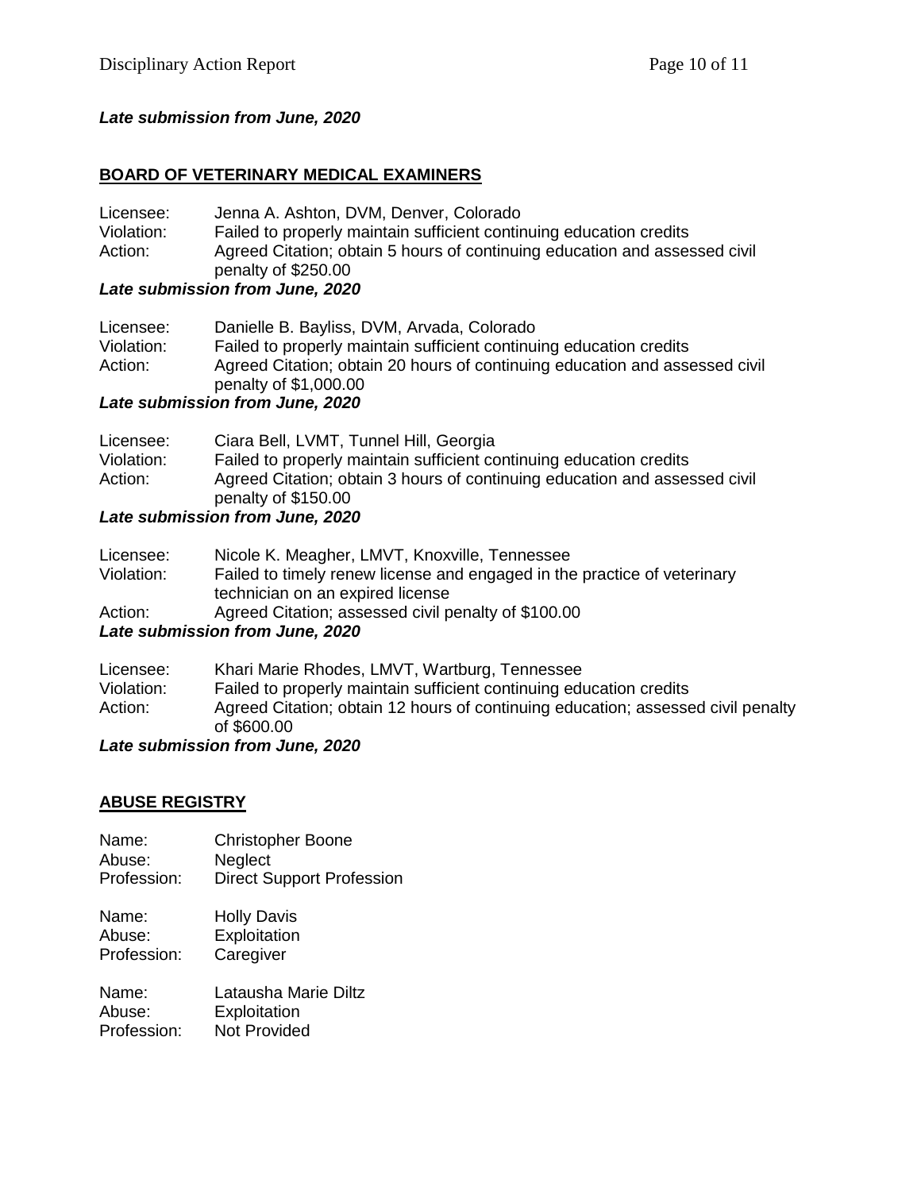***Late submission from June, 2020***

## **BOARD OF VETERINARY MEDICAL EXAMINERS**

Licensee: Jenna A. Ashton, DVM, Denver, Colorado
Violation: Failed to properly maintain sufficient continuing education credits
Action: Agreed Citation; obtain 5 hours of continuing education and assessed civil penalty of $250.00

***Late submission from June, 2020***

Licensee: Danielle B. Bayliss, DVM, Arvada, Colorado
Violation: Failed to properly maintain sufficient continuing education credits
Action: Agreed Citation; obtain 20 hours of continuing education and assessed civil penalty of $1,000.00

***Late submission from June, 2020***

Licensee: Ciara Bell, LVMT, Tunnel Hill, Georgia
Violation: Failed to properly maintain sufficient continuing education credits
Action: Agreed Citation; obtain 3 hours of continuing education and assessed civil penalty of $150.00

***Late submission from June, 2020***

Licensee: Nicole K. Meagher, LMVT, Knoxville, Tennessee
Violation: Failed to timely renew license and engaged in the practice of veterinary technician on an expired license
Action: Agreed Citation; assessed civil penalty of $100.00

***Late submission from June, 2020***

Licensee: Khari Marie Rhodes, LMVT, Wartburg, Tennessee
Violation: Failed to properly maintain sufficient continuing education credits
Action: Agreed Citation; obtain 12 hours of continuing education; assessed civil penalty of $600.00

***Late submission from June, 2020***

## **ABUSE REGISTRY**

Name: Christopher Boone
Abuse: Neglect
Profession: Direct Support Profession

Name: Holly Davis
Abuse: Exploitation
Profession: Caregiver

Name: Latausha Marie Diltz
Abuse: Exploitation
Profession: Not Provided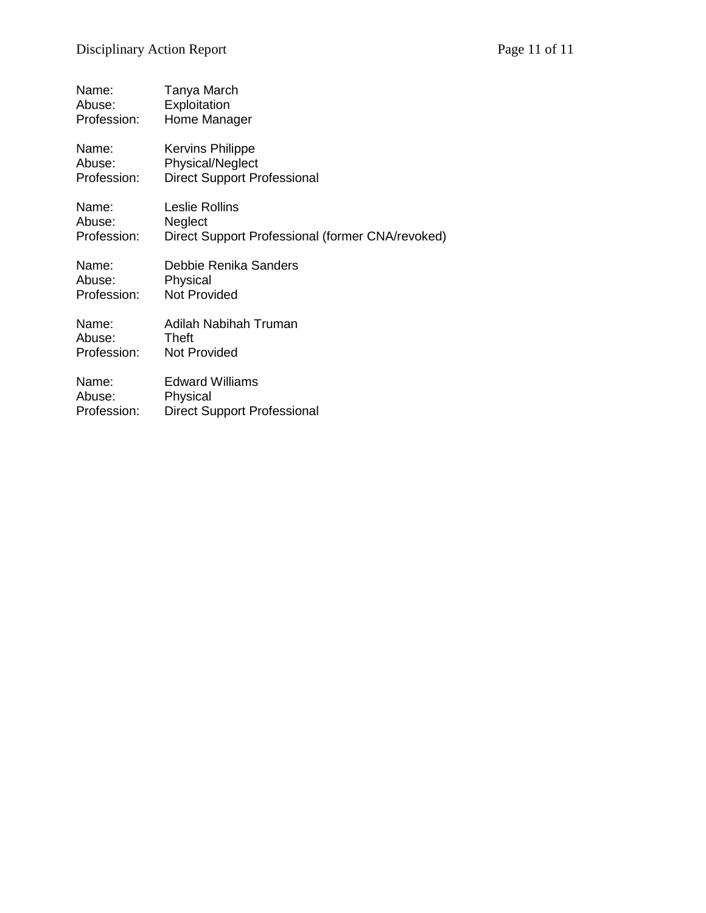Name: Tanya March
Abuse: Exploitation
Profession: Home Manager

Name: Kervins Philippe
Abuse: Physical/Neglect
Profession: Direct Support Professional

Name: Leslie Rollins
Abuse: Neglect
Profession: Direct Support Professional (former CNA/revoked)

Name: Debbie Renika Sanders
Abuse: Physical
Profession: Not Provided

Name: Adilah Nabihah Truman
Abuse: Theft
Profession: Not Provided

Name: Edward Williams
Abuse: Physical
Profession: Direct Support Professional